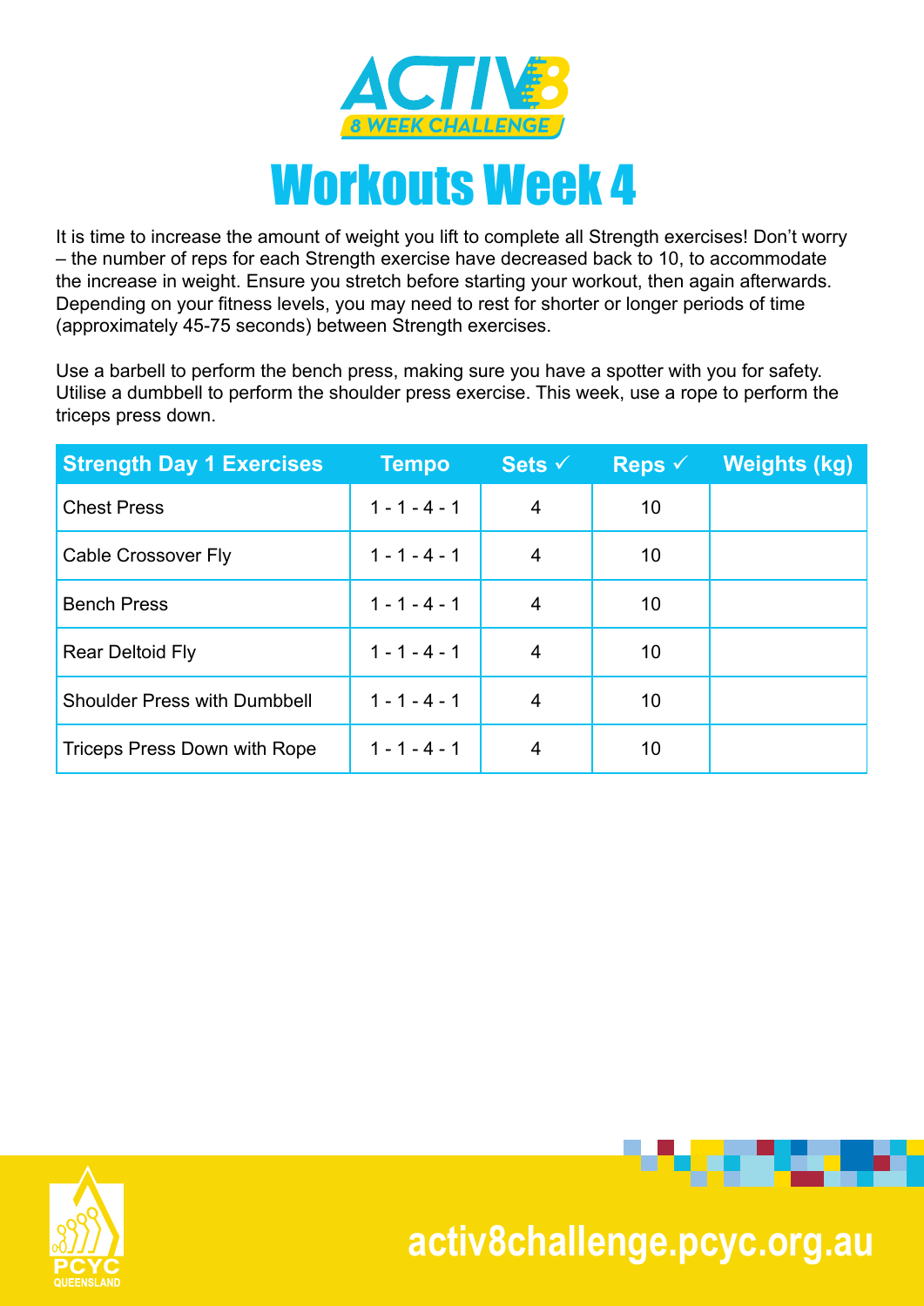ACTIV8

8 WEEK CHALLENGE

# Workouts Week 4

It is time to increase the amount of weight you lift to complete all Strength exercises! Don't worry – the number of reps for each Strength exercise have decreased back to 10, to accommodate the increase in weight. Ensure you stretch before starting your workout, then again afterwards. Depending on your fitness levels, you may need to rest for shorter or longer periods of time (approximately 45-75 seconds) between Strength exercises.

Use a barbell to perform the bench press, making sure you have a spotter with you for safety. Utilise a dumbbell to perform the shoulder press exercise. This week, use a rope to perform the triceps press down.

| Strength Day 1 Exercises | Tempo | Sets ✓ | Reps ✓ | Weights (kg) |
|---|---|---|---|---|
| Chest Press | 1 - 1 - 4 - 1 | 4 | 10 | |
| Cable Crossover Fly | 1 - 1 - 4 - 1 | 4 | 10 | |
| Bench Press | 1 - 1 - 4 - 1 | 4 | 10 | |
| Rear Deltoid Fly | 1 - 1 - 4 - 1 | 4 | 10 | |
| Shoulder Press with Dumbbell | 1 - 1 - 4 - 1 | 4 | 10 | |
| Triceps Press Down with Rope | 1 - 1 - 4 - 1 | 4 | 10 | |

PCYC QUEENSLAND

activ8challenge.pcyc.org.au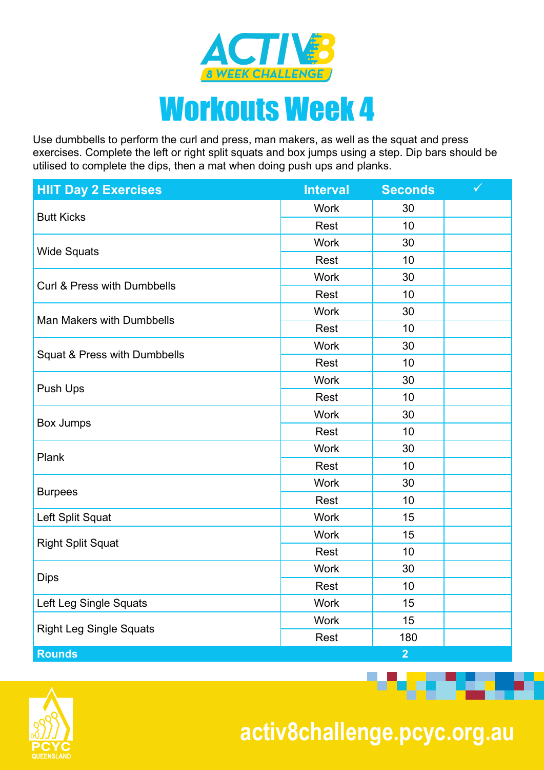ACTIV8

8 WEEK CHALLENGE

# Workouts Week 4

Use dumbbells to perform the curl and press, man makers, as well as the squat and press exercises. Complete the left or right split squats and box jumps using a step. Dip bars should be utilised to complete the dips, then a mat when doing push ups and planks.

| HIIT Day 2 Exercises | Interval | Seconds | ✓ |
|---|---|---|---|
| Butt Kicks | Work | 30 | |
| | Rest | 10 | |
| Wide Squats | Work | 30 | |
| | Rest | 10 | |
| Curl & Press with Dumbbells | Work | 30 | |
| | Rest | 10 | |
| Man Makers with Dumbbells | Work | 30 | |
| | Rest | 10 | |
| Squat & Press with Dumbbells | Work | 30 | |
| | Rest | 10 | |
| Push Ups | Work | 30 | |
| | Rest | 10 | |
| Box Jumps | Work | 30 | |
| | Rest | 10 | |
| Plank | Work | 30 | |
| | Rest | 10 | |
| Burpees | Work | 30 | |
| | Rest | 10 | |
| Left Split Squat | Work | 15 | |
| Right Split Squat | Work | 15 | |
| | Rest | 10 | |
| Dips | Work | 30 | |
| | Rest | 10 | |
| Left Leg Single Squats | Work | 15 | |
| Right Leg Single Squats | Work | 15 | |
| | Rest | 180 | |
| **Rounds** | | **2** | |

PCYC QUEENSLAND

activ8challenge.pcyc.org.au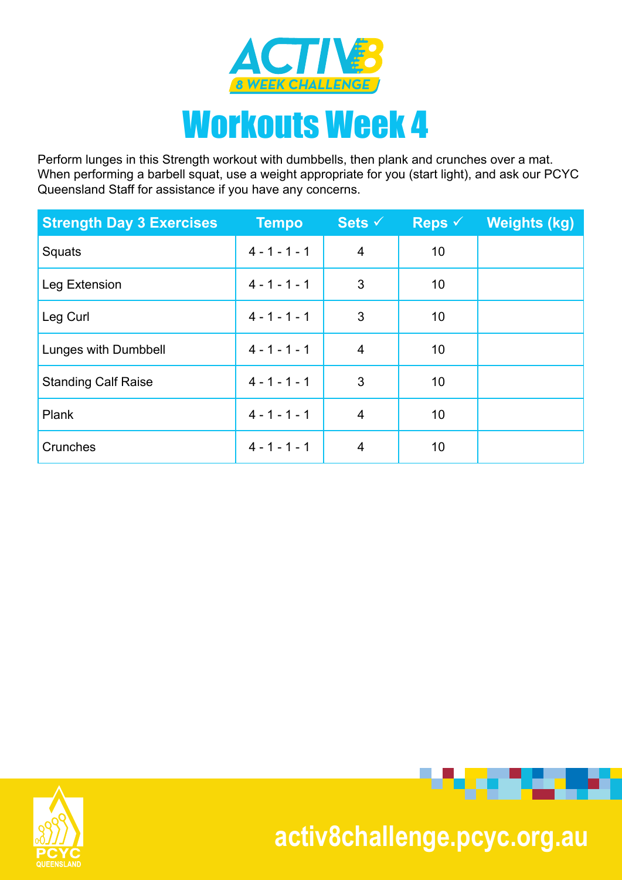ACTIV8 8 WEEK CHALLENGE

# Workouts Week 4

Perform lunges in this Strength workout with dumbbells, then plank and crunches over a mat. When performing a barbell squat, use a weight appropriate for you (start light), and ask our PCYC Queensland Staff for assistance if you have any concerns.

| Strength Day 3 Exercises | Tempo | Sets ✓ | Reps ✓ | Weights (kg) |
|---|---|---|---|---|
| Squats | 4 - 1 - 1 - 1 | 4 | 10 | |
| Leg Extension | 4 - 1 - 1 - 1 | 3 | 10 | |
| Leg Curl | 4 - 1 - 1 - 1 | 3 | 10 | |
| Lunges with Dumbbell | 4 - 1 - 1 - 1 | 4 | 10 | |
| Standing Calf Raise | 4 - 1 - 1 - 1 | 3 | 10 | |
| Plank | 4 - 1 - 1 - 1 | 4 | 10 | |
| Crunches | 4 - 1 - 1 - 1 | 4 | 10 | |

PCYC QUEENSLAND

activ8challenge.pcyc.org.au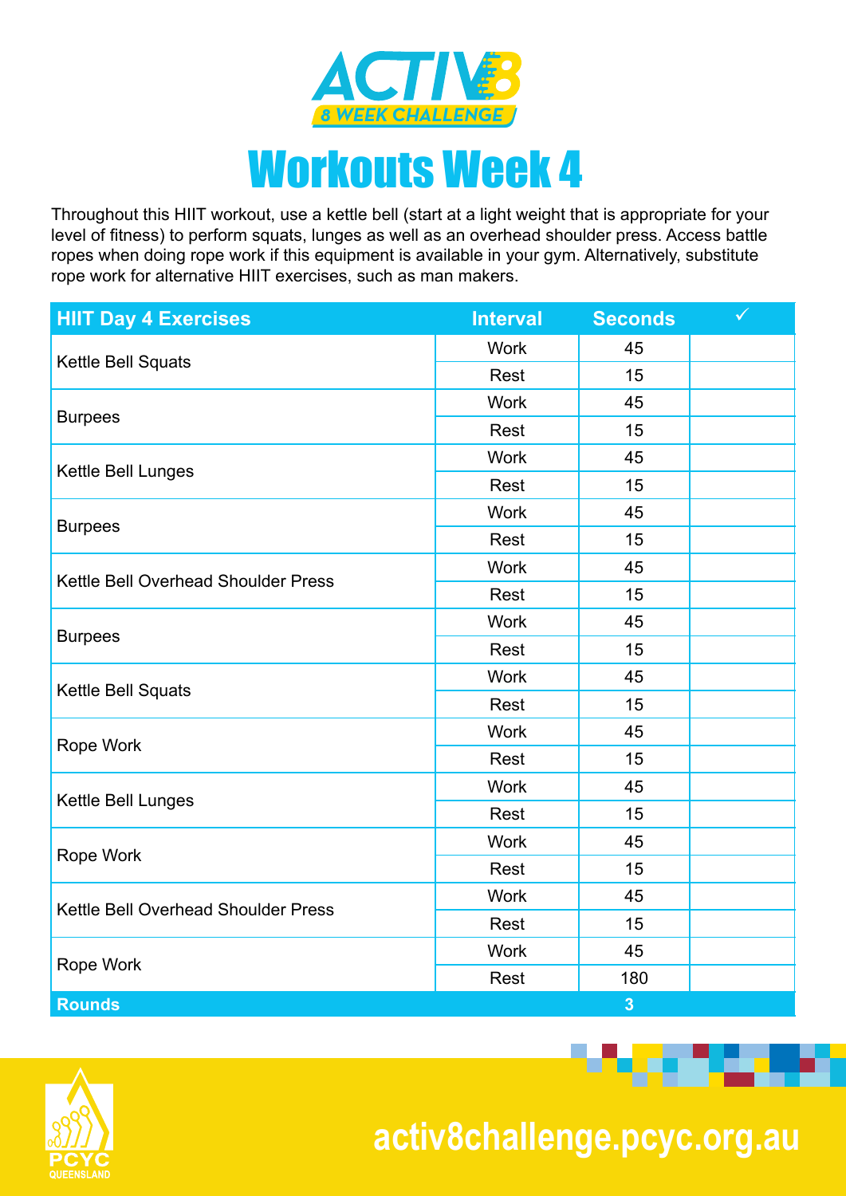# ACTIV8 8 WEEK CHALLENGE

# Workouts Week 4

Throughout this HIIT workout, use a kettle bell (start at a light weight that is appropriate for your level of fitness) to perform squats, lunges as well as an overhead shoulder press. Access battle ropes when doing rope work if this equipment is available in your gym. Alternatively, substitute rope work for alternative HIIT exercises, such as man makers.

| HIIT Day 4 Exercises | Interval | Seconds | ✓ |
|---|---|---|---|
| Kettle Bell Squats | Work | 45 | |
| | Rest | 15 | |
| Burpees | Work | 45 | |
| | Rest | 15 | |
| Kettle Bell Lunges | Work | 45 | |
| | Rest | 15 | |
| Burpees | Work | 45 | |
| | Rest | 15 | |
| Kettle Bell Overhead Shoulder Press | Work | 45 | |
| | Rest | 15 | |
| Burpees | Work | 45 | |
| | Rest | 15 | |
| Kettle Bell Squats | Work | 45 | |
| | Rest | 15 | |
| Rope Work | Work | 45 | |
| | Rest | 15 | |
| Kettle Bell Lunges | Work | 45 | |
| | Rest | 15 | |
| Rope Work | Work | 45 | |
| | Rest | 15 | |
| Kettle Bell Overhead Shoulder Press | Work | 45 | |
| | Rest | 15 | |
| Rope Work | Work | 45 | |
| | Rest | 180 | |
| **Rounds** | | **3** | |

PCYC QUEENSLAND

activ8challenge.pcyc.org.au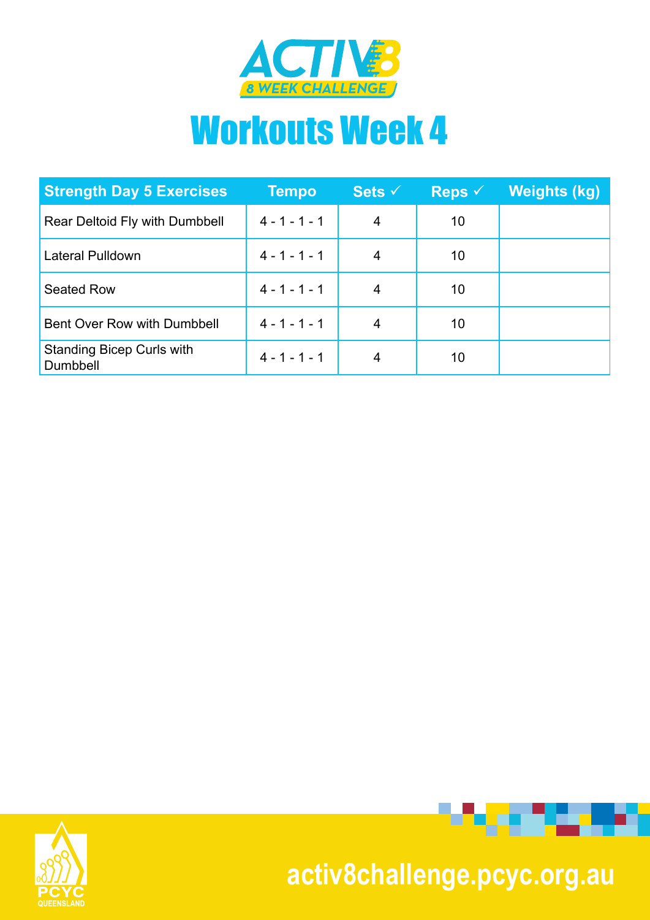ACTIV8 8 WEEK CHALLENGE

# Workouts Week 4

| Strength Day 5 Exercises | Tempo | Sets ✓ | Reps ✓ | Weights (kg) |
|---|---|---|---|---|
| Rear Deltoid Fly with Dumbbell | 4 - 1 - 1 - 1 | 4 | 10 | |
| Lateral Pulldown | 4 - 1 - 1 - 1 | 4 | 10 | |
| Seated Row | 4 - 1 - 1 - 1 | 4 | 10 | |
| Bent Over Row with Dumbbell | 4 - 1 - 1 - 1 | 4 | 10 | |
| Standing Bicep Curls with Dumbbell | 4 - 1 - 1 - 1 | 4 | 10 | |

PCYC QUEENSLAND

activ8challenge.pcyc.org.au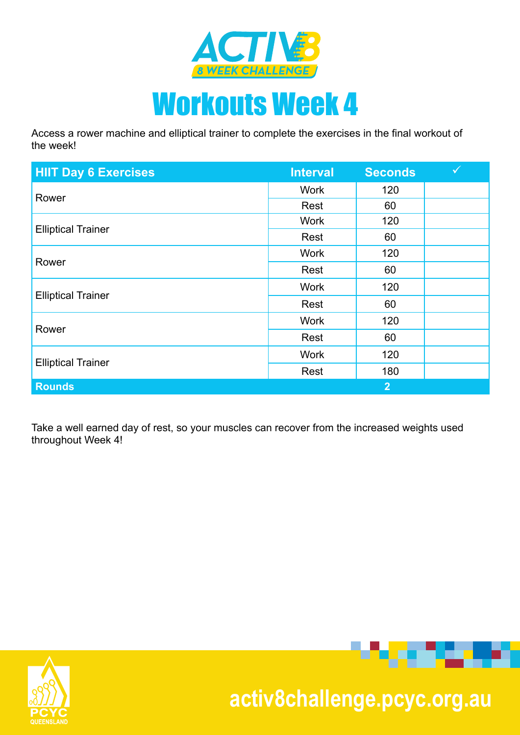# ACTIV8 8 WEEK CHALLENGE

# Workouts Week 4

Access a rower machine and elliptical trainer to complete the exercises in the final workout of the week!

| HIIT Day 6 Exercises | Interval | Seconds | ✓ |
|---|---|---|---|
| Rower | Work | 120 | |
| | Rest | 60 | |
| Elliptical Trainer | Work | 120 | |
| | Rest | 60 | |
| Rower | Work | 120 | |
| | Rest | 60 | |
| Elliptical Trainer | Work | 120 | |
| | Rest | 60 | |
| Rower | Work | 120 | |
| | Rest | 60 | |
| Elliptical Trainer | Work | 120 | |
| | Rest | 180 | |
| **Rounds** | | **2** | |

Take a well earned day of rest, so your muscles can recover from the increased weights used throughout Week 4!

PCYC QUEENSLAND

activ8challenge.pcyc.org.au